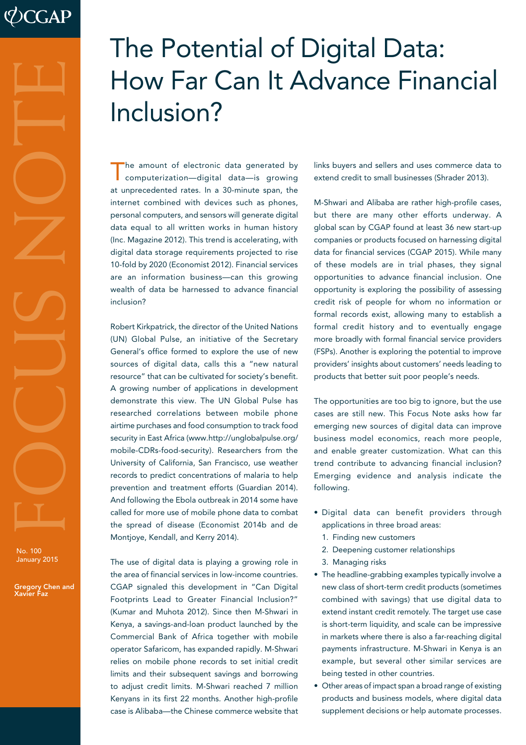# The Potential of Digital Data: How Far Can It Advance Financial Inclusion?

No. 100
January 2015

Gregory Chen and Xavier Faz

The amount of electronic data generated by computerization—digital data—is growing at unprecedented rates. In a 30-minute span, the internet combined with devices such as phones, personal computers, and sensors will generate digital data equal to all written works in human history (Inc. Magazine 2012). This trend is accelerating, with digital data storage requirements projected to rise 10-fold by 2020 (Economist 2012). Financial services are an information business—can this growing wealth of data be harnessed to advance financial inclusion?

Robert Kirkpatrick, the director of the United Nations (UN) Global Pulse, an initiative of the Secretary General's office formed to explore the use of new sources of digital data, calls this a "new natural resource" that can be cultivated for society's benefit. A growing number of applications in development demonstrate this view. The UN Global Pulse has researched correlations between mobile phone airtime purchases and food consumption to track food security in East Africa (www.http://unglobalpulse.org/mobile-CDRs-food-security). Researchers from the University of California, San Francisco, use weather records to predict concentrations of malaria to help prevention and treatment efforts (Guardian 2014). And following the Ebola outbreak in 2014 some have called for more use of mobile phone data to combat the spread of disease (Economist 2014b and de Montjoye, Kendall, and Kerry 2014).

The use of digital data is playing a growing role in the area of financial services in low-income countries. CGAP signaled this development in "Can Digital Footprints Lead to Greater Financial Inclusion?" (Kumar and Muhota 2012). Since then M-Shwari in Kenya, a savings-and-loan product launched by the Commercial Bank of Africa together with mobile operator Safaricom, has expanded rapidly. M-Shwari relies on mobile phone records to set initial credit limits and their subsequent savings and borrowing to adjust credit limits. M-Shwari reached 7 million Kenyans in its first 22 months. Another high-profile case is Alibaba—the Chinese commerce website that links buyers and sellers and uses commerce data to extend credit to small businesses (Shrader 2013).

M-Shwari and Alibaba are rather high-profile cases, but there are many other efforts underway. A global scan by CGAP found at least 36 new start-up companies or products focused on harnessing digital data for financial services (CGAP 2015). While many of these models are in trial phases, they signal opportunities to advance financial inclusion. One opportunity is exploring the possibility of assessing credit risk of people for whom no information or formal records exist, allowing many to establish a formal credit history and to eventually engage more broadly with formal financial service providers (FSPs). Another is exploring the potential to improve providers' insights about customers' needs leading to products that better suit poor people's needs.

The opportunities are too big to ignore, but the use cases are still new. This Focus Note asks how far emerging new sources of digital data can improve business model economics, reach more people, and enable greater customization. What can this trend contribute to advancing financial inclusion? Emerging evidence and analysis indicate the following.

- Digital data can benefit providers through applications in three broad areas:
  1. Finding new customers
  2. Deepening customer relationships
  3. Managing risks
- The headline-grabbing examples typically involve a new class of short-term credit products (sometimes combined with savings) that use digital data to extend instant credit remotely. The target use case is short-term liquidity, and scale can be impressive in markets where there is also a far-reaching digital payments infrastructure. M-Shwari in Kenya is an example, but several other similar services are being tested in other countries.
- Other areas of impact span a broad range of existing products and business models, where digital data supplement decisions or help automate processes.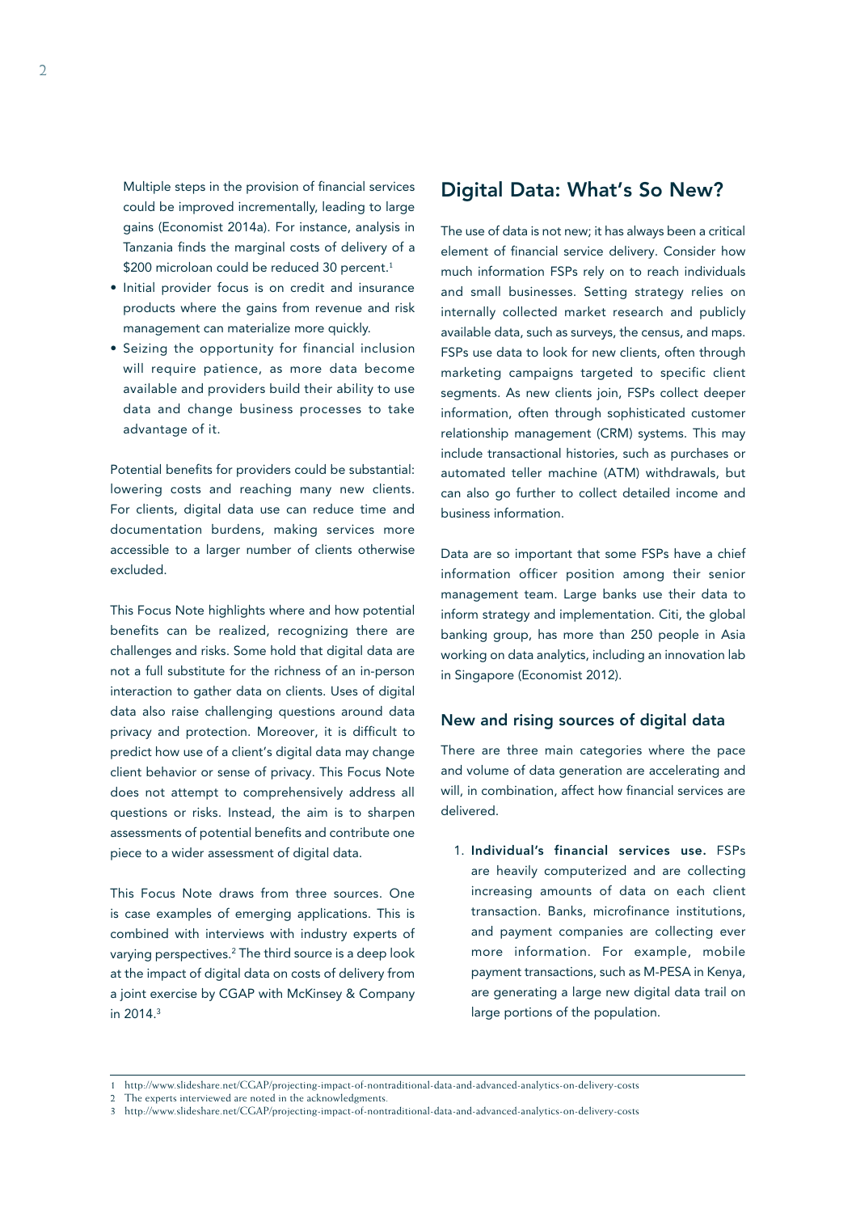Multiple steps in the provision of financial services could be improved incrementally, leading to large gains (Economist 2014a). For instance, analysis in Tanzania finds the marginal costs of delivery of a $200 microloan could be reduced 30 percent.[1]

- Initial provider focus is on credit and insurance products where the gains from revenue and risk management can materialize more quickly.
- Seizing the opportunity for financial inclusion will require patience, as more data become available and providers build their ability to use data and change business processes to take advantage of it.

Potential benefits for providers could be substantial: lowering costs and reaching many new clients. For clients, digital data use can reduce time and documentation burdens, making services more accessible to a larger number of clients otherwise excluded.

This Focus Note highlights where and how potential benefits can be realized, recognizing there are challenges and risks. Some hold that digital data are not a full substitute for the richness of an in-person interaction to gather data on clients. Uses of digital data also raise challenging questions around data privacy and protection. Moreover, it is difficult to predict how use of a client's digital data may change client behavior or sense of privacy. This Focus Note does not attempt to comprehensively address all questions or risks. Instead, the aim is to sharpen assessments of potential benefits and contribute one piece to a wider assessment of digital data.

This Focus Note draws from three sources. One is case examples of emerging applications. This is combined with interviews with industry experts of varying perspectives.[2] The third source is a deep look at the impact of digital data on costs of delivery from a joint exercise by CGAP with McKinsey & Company in 2014.[3]

## Digital Data: What's So New?

The use of data is not new; it has always been a critical element of financial service delivery. Consider how much information FSPs rely on to reach individuals and small businesses. Setting strategy relies on internally collected market research and publicly available data, such as surveys, the census, and maps. FSPs use data to look for new clients, often through marketing campaigns targeted to specific client segments. As new clients join, FSPs collect deeper information, often through sophisticated customer relationship management (CRM) systems. This may include transactional histories, such as purchases or automated teller machine (ATM) withdrawals, but can also go further to collect detailed income and business information.

Data are so important that some FSPs have a chief information officer position among their senior management team. Large banks use their data to inform strategy and implementation. Citi, the global banking group, has more than 250 people in Asia working on data analytics, including an innovation lab in Singapore (Economist 2012).

### New and rising sources of digital data

There are three main categories where the pace and volume of data generation are accelerating and will, in combination, affect how financial services are delivered.

1. **Individual's financial services use.** FSPs are heavily computerized and are collecting increasing amounts of data on each client transaction. Banks, microfinance institutions, and payment companies are collecting ever more information. For example, mobile payment transactions, such as M-PESA in Kenya, are generating a large new digital data trail on large portions of the population.

---

1 http://www.slideshare.net/CGAP/projecting-impact-of-nontraditional-data-and-advanced-analytics-on-delivery-costs

2 The experts interviewed are noted in the acknowledgments.

3 http://www.slideshare.net/CGAP/projecting-impact-of-nontraditional-data-and-advanced-analytics-on-delivery-costs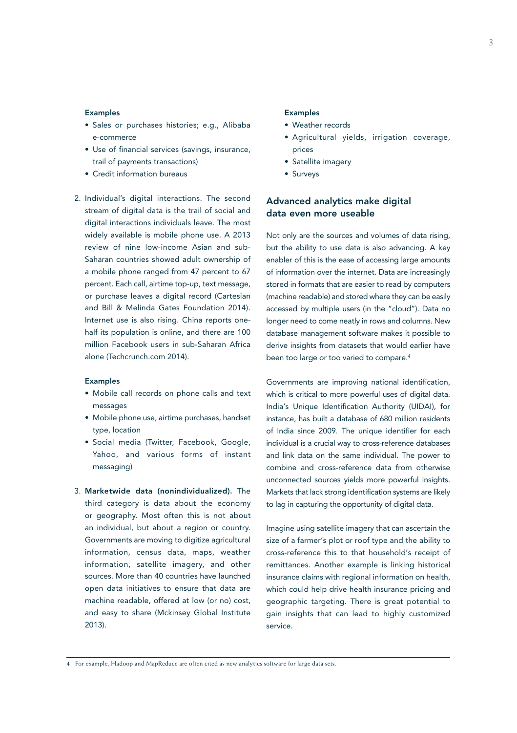**Examples**

- Sales or purchases histories; e.g., Alibaba e-commerce
- Use of financial services (savings, insurance, trail of payments transactions)
- Credit information bureaus

2. Individual's digital interactions. The second stream of digital data is the trail of social and digital interactions individuals leave. The most widely available is mobile phone use. A 2013 review of nine low-income Asian and sub-Saharan countries showed adult ownership of a mobile phone ranged from 47 percent to 67 percent. Each call, airtime top-up, text message, or purchase leaves a digital record (Cartesian and Bill & Melinda Gates Foundation 2014). Internet use is also rising. China reports one-half its population is online, and there are 100 million Facebook users in sub-Saharan Africa alone (Techcrunch.com 2014).

**Examples**

- Mobile call records on phone calls and text messages
- Mobile phone use, airtime purchases, handset type, location
- Social media (Twitter, Facebook, Google, Yahoo, and various forms of instant messaging)

3. **Marketwide data (nonindividualized).** The third category is data about the economy or geography. Most often this is not about an individual, but about a region or country. Governments are moving to digitize agricultural information, census data, maps, weather information, satellite imagery, and other sources. More than 40 countries have launched open data initiatives to ensure that data are machine readable, offered at low (or no) cost, and easy to share (Mckinsey Global Institute 2013).

**Examples**

- Weather records
- Agricultural yields, irrigation coverage, prices
- Satellite imagery
- Surveys

## Advanced analytics make digital data even more useable

Not only are the sources and volumes of data rising, but the ability to use data is also advancing. A key enabler of this is the ease of accessing large amounts of information over the internet. Data are increasingly stored in formats that are easier to read by computers (machine readable) and stored where they can be easily accessed by multiple users (in the "cloud"). Data no longer need to come neatly in rows and columns. New database management software makes it possible to derive insights from datasets that would earlier have been too large or too varied to compare.[4]

Governments are improving national identification, which is critical to more powerful uses of digital data. India's Unique Identification Authority (UIDAI), for instance, has built a database of 680 million residents of India since 2009. The unique identifier for each individual is a crucial way to cross-reference databases and link data on the same individual. The power to combine and cross-reference data from otherwise unconnected sources yields more powerful insights. Markets that lack strong identification systems are likely to lag in capturing the opportunity of digital data.

Imagine using satellite imagery that can ascertain the size of a farmer's plot or roof type and the ability to cross-reference this to that household's receipt of remittances. Another example is linking historical insurance claims with regional information on health, which could help drive health insurance pricing and geographic targeting. There is great potential to gain insights that can lead to highly customized service.

---

4 For example, Hadoop and MapReduce are often cited as new analytics software for large data sets.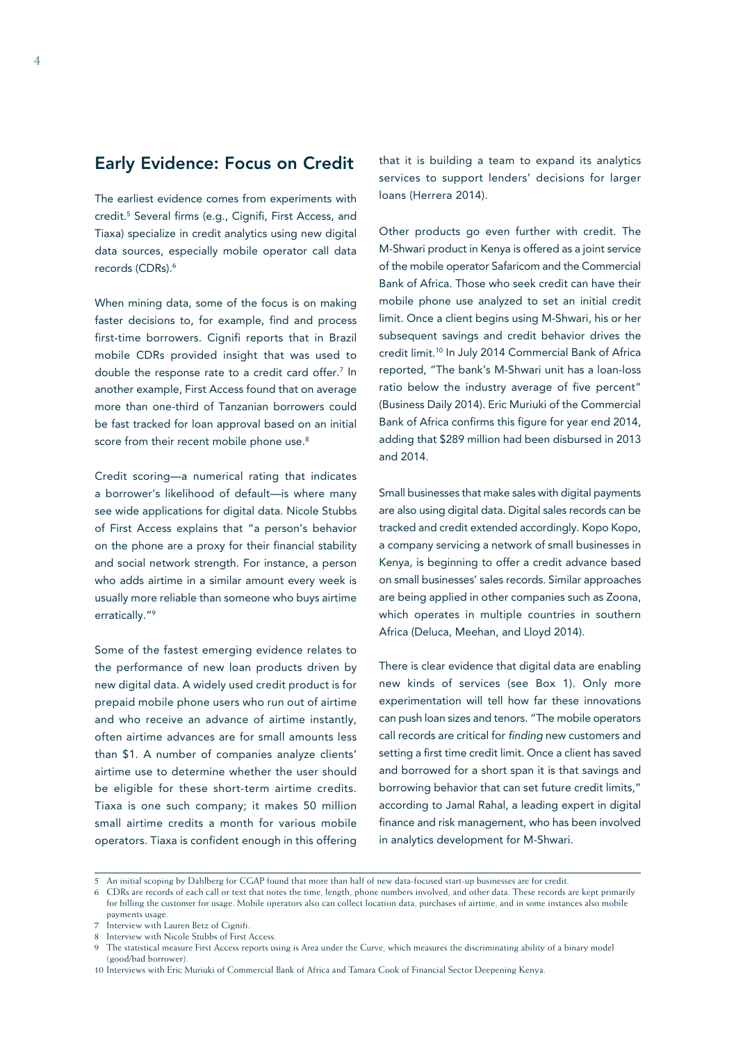## Early Evidence: Focus on Credit

The earliest evidence comes from experiments with credit.[5] Several firms (e.g., Cignifi, First Access, and Tiaxa) specialize in credit analytics using new digital data sources, especially mobile operator call data records (CDRs).[6]

When mining data, some of the focus is on making faster decisions to, for example, find and process first-time borrowers. Cignifi reports that in Brazil mobile CDRs provided insight that was used to double the response rate to a credit card offer.[7] In another example, First Access found that on average more than one-third of Tanzanian borrowers could be fast tracked for loan approval based on an initial score from their recent mobile phone use.[8]

Credit scoring—a numerical rating that indicates a borrower's likelihood of default—is where many see wide applications for digital data. Nicole Stubbs of First Access explains that "a person's behavior on the phone are a proxy for their financial stability and social network strength. For instance, a person who adds airtime in a similar amount every week is usually more reliable than someone who buys airtime erratically."[9]

Some of the fastest emerging evidence relates to the performance of new loan products driven by new digital data. A widely used credit product is for prepaid mobile phone users who run out of airtime and who receive an advance of airtime instantly, often airtime advances are for small amounts less than $1. A number of companies analyze clients' airtime use to determine whether the user should be eligible for these short-term airtime credits. Tiaxa is one such company; it makes 50 million small airtime credits a month for various mobile operators. Tiaxa is confident enough in this offering that it is building a team to expand its analytics services to support lenders' decisions for larger loans (Herrera 2014).

Other products go even further with credit. The M-Shwari product in Kenya is offered as a joint service of the mobile operator Safaricom and the Commercial Bank of Africa. Those who seek credit can have their mobile phone use analyzed to set an initial credit limit. Once a client begins using M-Shwari, his or her subsequent savings and credit behavior drives the credit limit.[10] In July 2014 Commercial Bank of Africa reported, "The bank's M-Shwari unit has a loan-loss ratio below the industry average of five percent" (Business Daily 2014). Eric Muriuki of the Commercial Bank of Africa confirms this figure for year end 2014, adding that $289 million had been disbursed in 2013 and 2014.

Small businesses that make sales with digital payments are also using digital data. Digital sales records can be tracked and credit extended accordingly. Kopo Kopo, a company servicing a network of small businesses in Kenya, is beginning to offer a credit advance based on small businesses' sales records. Similar approaches are being applied in other companies such as Zoona, which operates in multiple countries in southern Africa (Deluca, Meehan, and Lloyd 2014).

There is clear evidence that digital data are enabling new kinds of services (see Box 1). Only more experimentation will tell how far these innovations can push loan sizes and tenors. "The mobile operators call records are critical for *finding* new customers and setting a first time credit limit. Once a client has saved and borrowed for a short span it is that savings and borrowing behavior that can set future credit limits," according to Jamal Rahal, a leading expert in digital finance and risk management, who has been involved in analytics development for M-Shwari.

---

5 An initial scoping by Dahlberg for CGAP found that more than half of new data-focused start-up businesses are for credit.

6 CDRs are records of each call or text that notes the time, length, phone numbers involved, and other data. These records are kept primarily for billing the customer for usage. Mobile operators also can collect location data, purchases of airtime, and in some instances also mobile payments usage.

7 Interview with Lauren Betz of Cignifi.

8 Interview with Nicole Stubbs of First Access.

9 The statistical measure First Access reports using is Area under the Curve, which measures the discriminating ability of a binary model (good/bad borrower).

10 Interviews with Eric Muriuki of Commercial Bank of Africa and Tamara Cook of Financial Sector Deepening Kenya.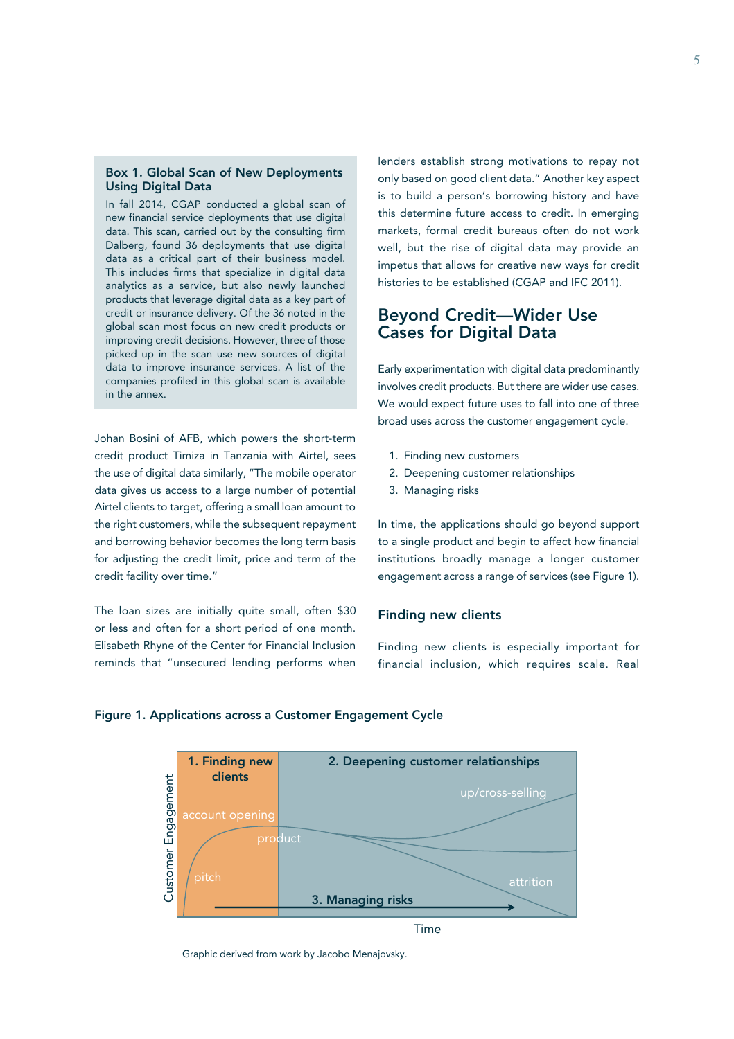> **Box 1. Global Scan of New Deployments Using Digital Data**
>
> In fall 2014, CGAP conducted a global scan of new financial service deployments that use digital data. This scan, carried out by the consulting firm Dalberg, found 36 deployments that use digital data as a critical part of their business model. This includes firms that specialize in digital data analytics as a service, but also newly launched products that leverage digital data as a key part of credit or insurance delivery. Of the 36 noted in the global scan most focus on new credit products or improving credit decisions. However, three of those picked up in the scan use new sources of digital data to improve insurance services. A list of the companies profiled in this global scan is available in the annex.

Johan Bosini of AFB, which powers the short-term credit product Timiza in Tanzania with Airtel, sees the use of digital data similarly, "The mobile operator data gives us access to a large number of potential Airtel clients to target, offering a small loan amount to the right customers, while the subsequent repayment and borrowing behavior becomes the long term basis for adjusting the credit limit, price and term of the credit facility over time."

The loan sizes are initially quite small, often $30 or less and often for a short period of one month. Elisabeth Rhyne of the Center for Financial Inclusion reminds that "unsecured lending performs when lenders establish strong motivations to repay not only based on good client data." Another key aspect is to build a person's borrowing history and have this determine future access to credit. In emerging markets, formal credit bureaus often do not work well, but the rise of digital data may provide an impetus that allows for creative new ways for credit histories to be established (CGAP and IFC 2011).

## Beyond Credit—Wider Use Cases for Digital Data

Early experimentation with digital data predominantly involves credit products. But there are wider use cases. We would expect future uses to fall into one of three broad uses across the customer engagement cycle.

1. Finding new customers
2. Deepening customer relationships
3. Managing risks

In time, the applications should go beyond support to a single product and begin to affect how financial institutions broadly manage a longer customer engagement across a range of services (see Figure 1).

### Finding new clients

Finding new clients is especially important for financial inclusion, which requires scale. Real

**Figure 1. Applications across a Customer Engagement Cycle**

Graphic derived from work by Jacobo Menajovsky.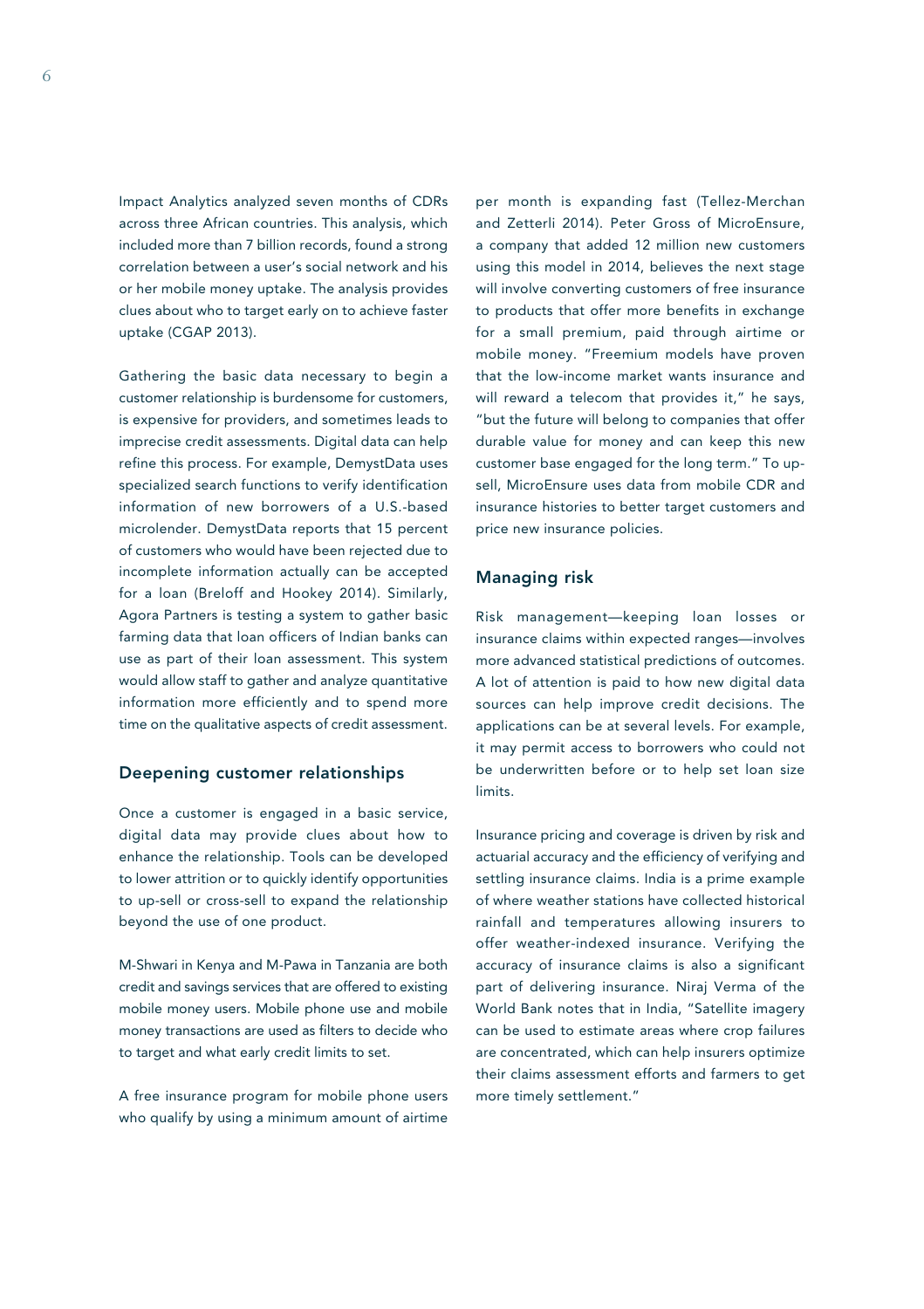Impact Analytics analyzed seven months of CDRs across three African countries. This analysis, which included more than 7 billion records, found a strong correlation between a user's social network and his or her mobile money uptake. The analysis provides clues about who to target early on to achieve faster uptake (CGAP 2013).

Gathering the basic data necessary to begin a customer relationship is burdensome for customers, is expensive for providers, and sometimes leads to imprecise credit assessments. Digital data can help refine this process. For example, DemystData uses specialized search functions to verify identification information of new borrowers of a U.S.-based microlender. DemystData reports that 15 percent of customers who would have been rejected due to incomplete information actually can be accepted for a loan (Breloff and Hookey 2014). Similarly, Agora Partners is testing a system to gather basic farming data that loan officers of Indian banks can use as part of their loan assessment. This system would allow staff to gather and analyze quantitative information more efficiently and to spend more time on the qualitative aspects of credit assessment.

## Deepening customer relationships

Once a customer is engaged in a basic service, digital data may provide clues about how to enhance the relationship. Tools can be developed to lower attrition or to quickly identify opportunities to up-sell or cross-sell to expand the relationship beyond the use of one product.

M-Shwari in Kenya and M-Pawa in Tanzania are both credit and savings services that are offered to existing mobile money users. Mobile phone use and mobile money transactions are used as filters to decide who to target and what early credit limits to set.

A free insurance program for mobile phone users who qualify by using a minimum amount of airtime per month is expanding fast (Tellez-Merchan and Zetterli 2014). Peter Gross of MicroEnsure, a company that added 12 million new customers using this model in 2014, believes the next stage will involve converting customers of free insurance to products that offer more benefits in exchange for a small premium, paid through airtime or mobile money. "Freemium models have proven that the low-income market wants insurance and will reward a telecom that provides it," he says, "but the future will belong to companies that offer durable value for money and can keep this new customer base engaged for the long term." To up-sell, MicroEnsure uses data from mobile CDR and insurance histories to better target customers and price new insurance policies.

## Managing risk

Risk management—keeping loan losses or insurance claims within expected ranges—involves more advanced statistical predictions of outcomes. A lot of attention is paid to how new digital data sources can help improve credit decisions. The applications can be at several levels. For example, it may permit access to borrowers who could not be underwritten before or to help set loan size limits.

Insurance pricing and coverage is driven by risk and actuarial accuracy and the efficiency of verifying and settling insurance claims. India is a prime example of where weather stations have collected historical rainfall and temperatures allowing insurers to offer weather-indexed insurance. Verifying the accuracy of insurance claims is also a significant part of delivering insurance. Niraj Verma of the World Bank notes that in India, "Satellite imagery can be used to estimate areas where crop failures are concentrated, which can help insurers optimize their claims assessment efforts and farmers to get more timely settlement."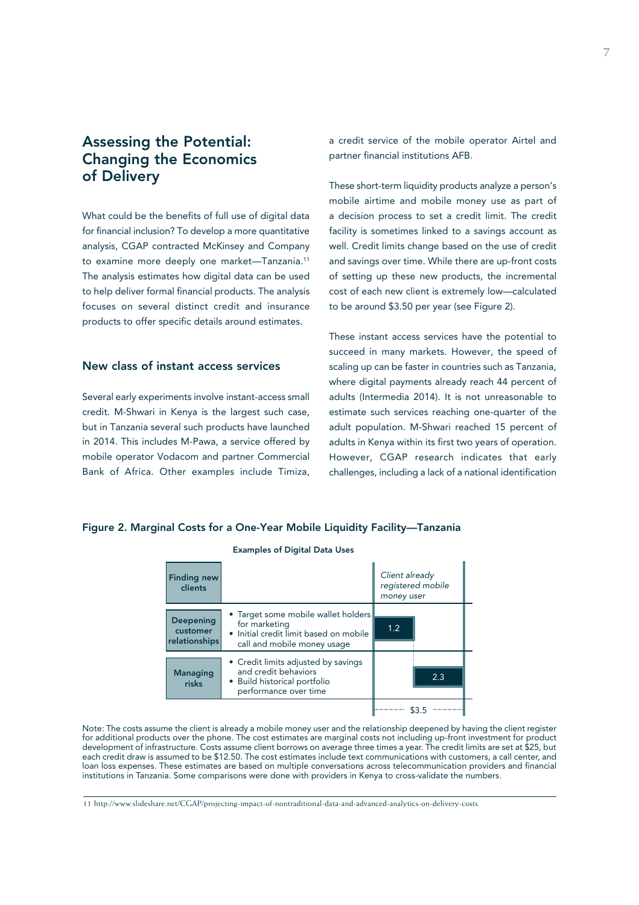## Assessing the Potential: Changing the Economics of Delivery

What could be the benefits of full use of digital data for financial inclusion? To develop a more quantitative analysis, CGAP contracted McKinsey and Company to examine more deeply one market—Tanzania.[11] The analysis estimates how digital data can be used to help deliver formal financial products. The analysis focuses on several distinct credit and insurance products to offer specific details around estimates.

### New class of instant access services

Several early experiments involve instant-access small credit. M-Shwari in Kenya is the largest such case, but in Tanzania several such products have launched in 2014. This includes M-Pawa, a service offered by mobile operator Vodacom and partner Commercial Bank of Africa. Other examples include Timiza, a credit service of the mobile operator Airtel and partner financial institutions AFB.

These short-term liquidity products analyze a person's mobile airtime and mobile money use as part of a decision process to set a credit limit. The credit facility is sometimes linked to a savings account as well. Credit limits change based on the use of credit and savings over time. While there are up-front costs of setting up these new products, the incremental cost of each new client is extremely low—calculated to be around $3.50 per year (see Figure 2).

These instant access services have the potential to succeed in many markets. However, the speed of scaling up can be faster in countries such as Tanzania, where digital payments already reach 44 percent of adults (Intermedia 2014). It is not unreasonable to estimate such services reaching one-quarter of the adult population. M-Shwari reached 15 percent of adults in Kenya within its first two years of operation. However, CGAP research indicates that early challenges, including a lack of a national identification

**Figure 2. Marginal Costs for a One-Year Mobile Liquidity Facility—Tanzania**

Examples of Digital Data Uses

| | | |
|---|---|---|
| **Finding new clients** | | *Client already registered mobile money user* |
| **Deepening customer relationships** | • Target some mobile wallet holders for marketing<br>• Initial credit limit based on mobile call and mobile money usage | 1.2 |
| **Managing risks** | • Credit limits adjusted by savings and credit behaviors<br>• Build historical portfolio performance over time | 2.3 |
| | | $3.5 |

Note: The costs assume the client is already a mobile money user and the relationship deepened by having the client register for additional products over the phone. The cost estimates are marginal costs not including up-front investment for product development of infrastructure. Costs assume client borrows on average three times a year. The credit limits are set at $25, but each credit draw is assumed to be $12.50. The cost estimates include text communications with customers, a call center, and loan loss expenses. These estimates are based on multiple conversations across telecommunication providers and financial institutions in Tanzania. Some comparisons were done with providers in Kenya to cross-validate the numbers.

[11] http://www.slideshare.net/CGAP/projecting-impact-of-nontraditional-data-and-advanced-analytics-on-delivery-costs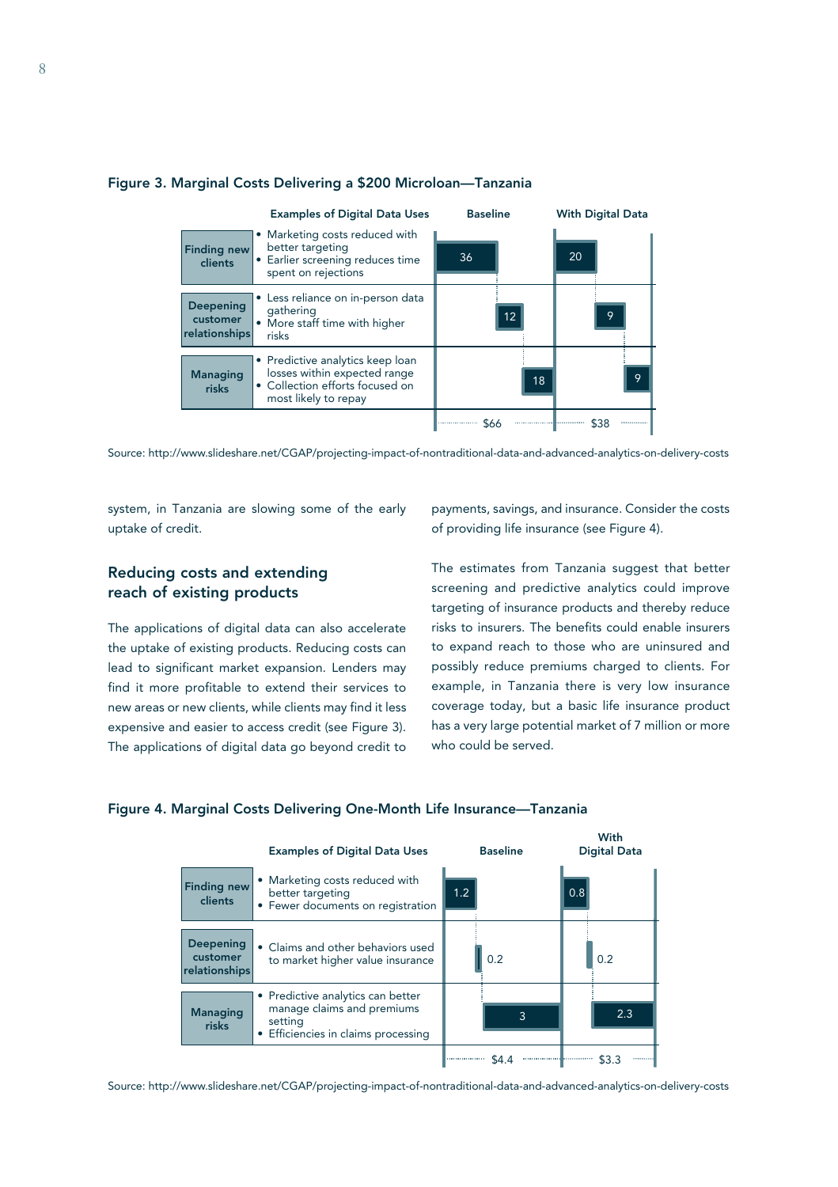**Figure 3. Marginal Costs Delivering a $200 Microloan—Tanzania**

| | Examples of Digital Data Uses | Baseline | With Digital Data |
|---|---|---|---|
| Finding new clients | • Marketing costs reduced with better targeting<br>• Earlier screening reduces time spent on rejections | 36 | 20 |
| Deepening customer relationships | • Less reliance on in-person data gathering<br>• More staff time with higher risks | 12 | 9 |
| Managing risks | • Predictive analytics keep loan losses within expected range<br>• Collection efforts focused on most likely to repay | 18 | 9 |
| | | $66 | $38 |

Source: http://www.slideshare.net/CGAP/projecting-impact-of-nontraditional-data-and-advanced-analytics-on-delivery-costs

system, in Tanzania are slowing some of the early uptake of credit.

## Reducing costs and extending reach of existing products

The applications of digital data can also accelerate the uptake of existing products. Reducing costs can lead to significant market expansion. Lenders may find it more profitable to extend their services to new areas or new clients, while clients may find it less expensive and easier to access credit (see Figure 3). The applications of digital data go beyond credit to payments, savings, and insurance. Consider the costs of providing life insurance (see Figure 4).

The estimates from Tanzania suggest that better screening and predictive analytics could improve targeting of insurance products and thereby reduce risks to insurers. The benefits could enable insurers to expand reach to those who are uninsured and possibly reduce premiums charged to clients. For example, in Tanzania there is very low insurance coverage today, but a basic life insurance product has a very large potential market of 7 million or more who could be served.

**Figure 4. Marginal Costs Delivering One-Month Life Insurance—Tanzania**

| | Examples of Digital Data Uses | Baseline | With Digital Data |
|---|---|---|---|
| Finding new clients | • Marketing costs reduced with better targeting<br>• Fewer documents on registration | 1.2 | 0.8 |
| Deepening customer relationships | • Claims and other behaviors used to market higher value insurance | 0.2 | 0.2 |
| Managing risks | • Predictive analytics can better manage claims and premiums setting<br>• Efficiencies in claims processing | 3 | 2.3 |
| | | $4.4 | $3.3 |

Source: http://www.slideshare.net/CGAP/projecting-impact-of-nontraditional-data-and-advanced-analytics-on-delivery-costs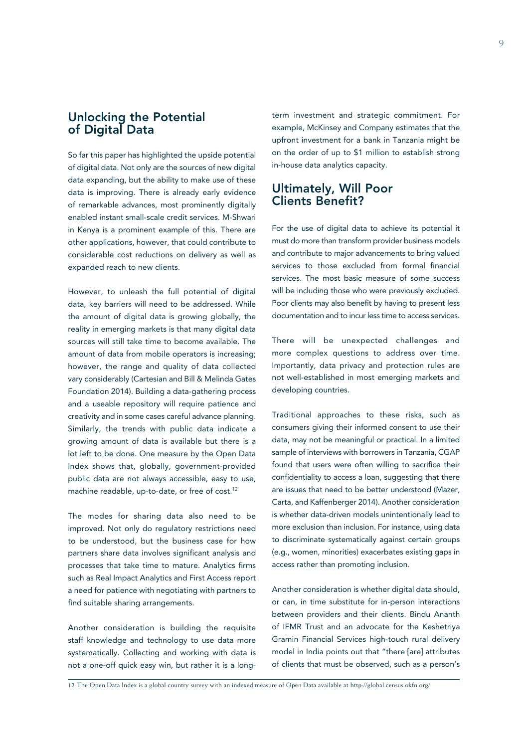## Unlocking the Potential of Digital Data

So far this paper has highlighted the upside potential of digital data. Not only are the sources of new digital data expanding, but the ability to make use of these data is improving. There is already early evidence of remarkable advances, most prominently digitally enabled instant small-scale credit services. M-Shwari in Kenya is a prominent example of this. There are other applications, however, that could contribute to considerable cost reductions on delivery as well as expanded reach to new clients.

However, to unleash the full potential of digital data, key barriers will need to be addressed. While the amount of digital data is growing globally, the reality in emerging markets is that many digital data sources will still take time to become available. The amount of data from mobile operators is increasing; however, the range and quality of data collected vary considerably (Cartesian and Bill & Melinda Gates Foundation 2014). Building a data-gathering process and a useable repository will require patience and creativity and in some cases careful advance planning. Similarly, the trends with public data indicate a growing amount of data is available but there is a lot left to be done. One measure by the Open Data Index shows that, globally, government-provided public data are not always accessible, easy to use, machine readable, up-to-date, or free of cost.[12]

The modes for sharing data also need to be improved. Not only do regulatory restrictions need to be understood, but the business case for how partners share data involves significant analysis and processes that take time to mature. Analytics firms such as Real Impact Analytics and First Access report a need for patience with negotiating with partners to find suitable sharing arrangements.

Another consideration is building the requisite staff knowledge and technology to use data more systematically. Collecting and working with data is not a one-off quick easy win, but rather it is a long-term investment and strategic commitment. For example, McKinsey and Company estimates that the upfront investment for a bank in Tanzania might be on the order of up to $1 million to establish strong in-house data analytics capacity.

## Ultimately, Will Poor Clients Benefit?

For the use of digital data to achieve its potential it must do more than transform provider business models and contribute to major advancements to bring valued services to those excluded from formal financial services. The most basic measure of some success will be including those who were previously excluded. Poor clients may also benefit by having to present less documentation and to incur less time to access services.

There will be unexpected challenges and more complex questions to address over time. Importantly, data privacy and protection rules are not well-established in most emerging markets and developing countries.

Traditional approaches to these risks, such as consumers giving their informed consent to use their data, may not be meaningful or practical. In a limited sample of interviews with borrowers in Tanzania, CGAP found that users were often willing to sacrifice their confidentiality to access a loan, suggesting that there are issues that need to be better understood (Mazer, Carta, and Kaffenberger 2014). Another consideration is whether data-driven models unintentionally lead to more exclusion than inclusion. For instance, using data to discriminate systematically against certain groups (e.g., women, minorities) exacerbates existing gaps in access rather than promoting inclusion.

Another consideration is whether digital data should, or can, in time substitute for in-person interactions between providers and their clients. Bindu Ananth of IFMR Trust and an advocate for the Keshetriya Gramin Financial Services high-touch rural delivery model in India points out that "there [are] attributes of clients that must be observed, such as a person's

---

12 The Open Data Index is a global country survey with an indexed measure of Open Data available at http://global.census.okfn.org/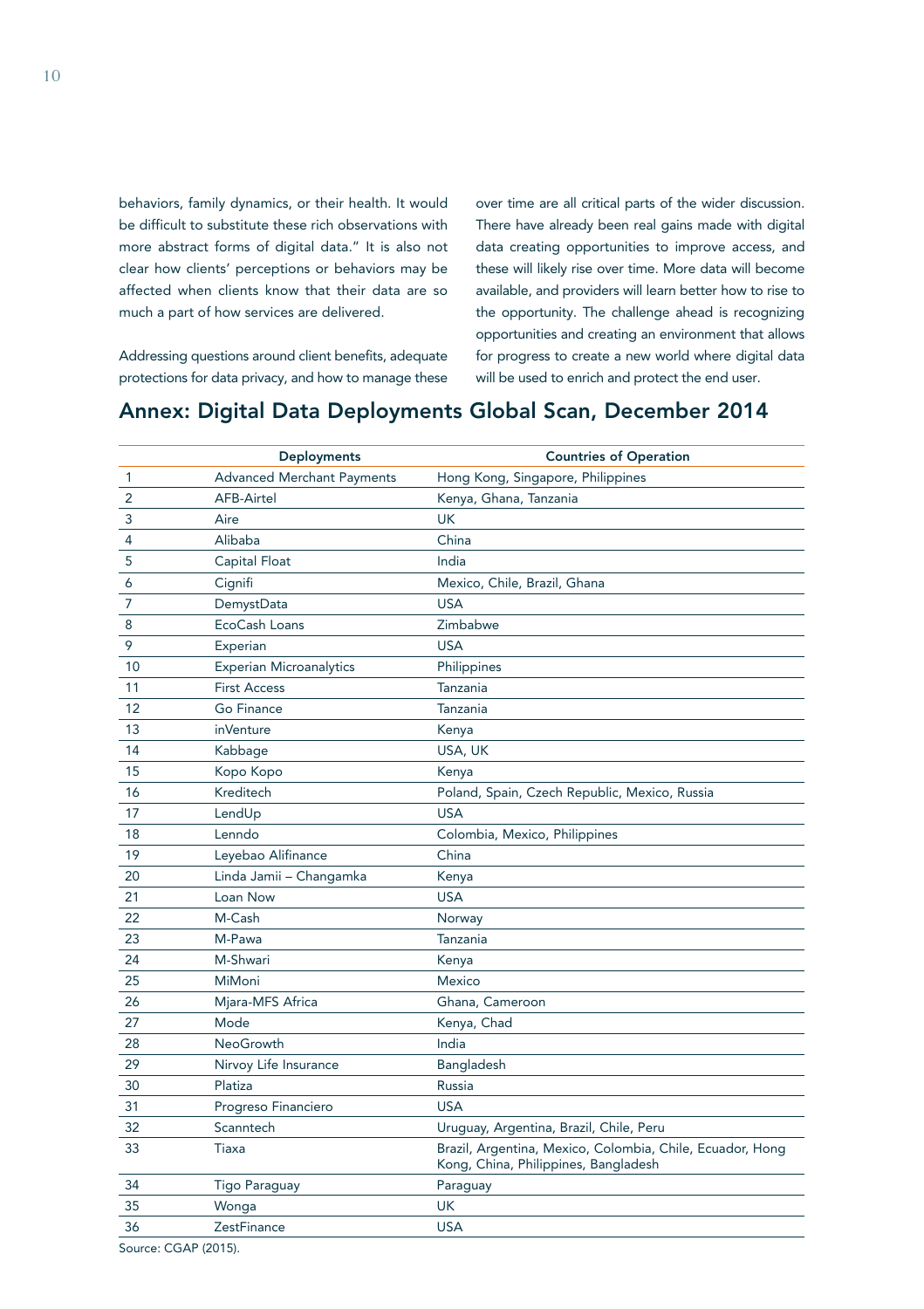behaviors, family dynamics, or their health. It would be difficult to substitute these rich observations with more abstract forms of digital data." It is also not clear how clients' perceptions or behaviors may be affected when clients know that their data are so much a part of how services are delivered.

Addressing questions around client benefits, adequate protections for data privacy, and how to manage these over time are all critical parts of the wider discussion. There have already been real gains made with digital data creating opportunities to improve access, and these will likely rise over time. More data will become available, and providers will learn better how to rise to the opportunity. The challenge ahead is recognizing opportunities and creating an environment that allows for progress to create a new world where digital data will be used to enrich and protect the end user.

## Annex: Digital Data Deployments Global Scan, December 2014

| | Deployments | Countries of Operation |
|---|---|---|
| 1 | Advanced Merchant Payments | Hong Kong, Singapore, Philippines |
| 2 | AFB-Airtel | Kenya, Ghana, Tanzania |
| 3 | Aire | UK |
| 4 | Alibaba | China |
| 5 | Capital Float | India |
| 6 | Cignifi | Mexico, Chile, Brazil, Ghana |
| 7 | DemystData | USA |
| 8 | EcoCash Loans | Zimbabwe |
| 9 | Experian | USA |
| 10 | Experian Microanalytics | Philippines |
| 11 | First Access | Tanzania |
| 12 | Go Finance | Tanzania |
| 13 | inVenture | Kenya |
| 14 | Kabbage | USA, UK |
| 15 | Kopo Kopo | Kenya |
| 16 | Kreditech | Poland, Spain, Czech Republic, Mexico, Russia |
| 17 | LendUp | USA |
| 18 | Lenndo | Colombia, Mexico, Philippines |
| 19 | Leyebao Alifinance | China |
| 20 | Linda Jamii – Changamka | Kenya |
| 21 | Loan Now | USA |
| 22 | M-Cash | Norway |
| 23 | M-Pawa | Tanzania |
| 24 | M-Shwari | Kenya |
| 25 | MiMoni | Mexico |
| 26 | Mjara-MFS Africa | Ghana, Cameroon |
| 27 | Mode | Kenya, Chad |
| 28 | NeoGrowth | India |
| 29 | Nirvoy Life Insurance | Bangladesh |
| 30 | Platiza | Russia |
| 31 | Progreso Financiero | USA |
| 32 | Scanntech | Uruguay, Argentina, Brazil, Chile, Peru |
| 33 | Tiaxa | Brazil, Argentina, Mexico, Colombia, Chile, Ecuador, Hong Kong, China, Philippines, Bangladesh |
| 34 | Tigo Paraguay | Paraguay |
| 35 | Wonga | UK |
| 36 | ZestFinance | USA |

Source: CGAP (2015).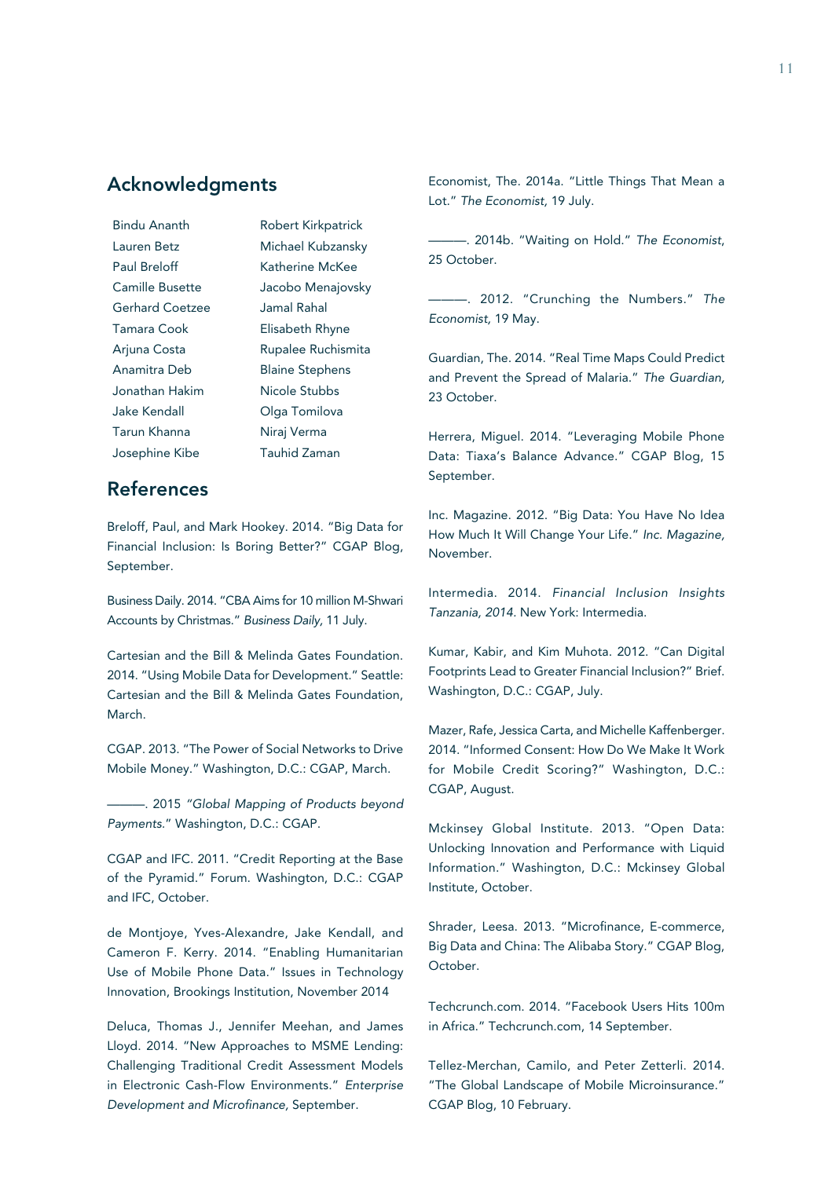## Acknowledgments

Bindu Ananth
Lauren Betz
Paul Breloff
Camille Busette
Gerhard Coetzee
Tamara Cook
Arjuna Costa
Anamitra Deb
Jonathan Hakim
Jake Kendall
Tarun Khanna
Josephine Kibe
Robert Kirkpatrick
Michael Kubzansky
Katherine McKee
Jacobo Menajovsky
Jamal Rahal
Elisabeth Rhyne
Rupalee Ruchismita
Blaine Stephens
Nicole Stubbs
Olga Tomilova
Niraj Verma
Tauhid Zaman

## References

Breloff, Paul, and Mark Hookey. 2014. "Big Data for Financial Inclusion: Is Boring Better?" CGAP Blog, September.

Business Daily. 2014. "CBA Aims for 10 million M-Shwari Accounts by Christmas." *Business Daily,* 11 July.

Cartesian and the Bill & Melinda Gates Foundation. 2014. "Using Mobile Data for Development." Seattle: Cartesian and the Bill & Melinda Gates Foundation, March.

CGAP. 2013. "The Power of Social Networks to Drive Mobile Money." Washington, D.C.: CGAP, March.

———. 2015 *"Global Mapping of Products beyond Payments.*" Washington, D.C.: CGAP.

CGAP and IFC. 2011. "Credit Reporting at the Base of the Pyramid." Forum. Washington, D.C.: CGAP and IFC, October.

de Montjoye, Yves-Alexandre, Jake Kendall, and Cameron F. Kerry. 2014. "Enabling Humanitarian Use of Mobile Phone Data." Issues in Technology Innovation, Brookings Institution, November 2014

Deluca, Thomas J., Jennifer Meehan, and James Lloyd. 2014. "New Approaches to MSME Lending: Challenging Traditional Credit Assessment Models in Electronic Cash-Flow Environments." *Enterprise Development and Microfinance,* September.

Economist, The. 2014a. "Little Things That Mean a Lot." *The Economist,* 19 July.

———. 2014b. "Waiting on Hold." *The Economist,* 25 October.

———. 2012. "Crunching the Numbers." *The Economist,* 19 May.

Guardian, The. 2014. "Real Time Maps Could Predict and Prevent the Spread of Malaria." *The Guardian,* 23 October.

Herrera, Miguel. 2014. "Leveraging Mobile Phone Data: Tiaxa's Balance Advance." CGAP Blog, 15 September.

Inc. Magazine. 2012. "Big Data: You Have No Idea How Much It Will Change Your Life." *Inc. Magazine,* November.

Intermedia. 2014. *Financial Inclusion Insights Tanzania, 2014.* New York: Intermedia.

Kumar, Kabir, and Kim Muhota. 2012. "Can Digital Footprints Lead to Greater Financial Inclusion?" Brief. Washington, D.C.: CGAP, July.

Mazer, Rafe, Jessica Carta, and Michelle Kaffenberger. 2014. "Informed Consent: How Do We Make It Work for Mobile Credit Scoring?" Washington, D.C.: CGAP, August.

Mckinsey Global Institute. 2013. "Open Data: Unlocking Innovation and Performance with Liquid Information." Washington, D.C.: Mckinsey Global Institute, October.

Shrader, Leesa. 2013. "Microfinance, E-commerce, Big Data and China: The Alibaba Story." CGAP Blog, October.

Techcrunch.com. 2014. "Facebook Users Hits 100m in Africa." Techcrunch.com, 14 September.

Tellez-Merchan, Camilo, and Peter Zetterli. 2014. "The Global Landscape of Mobile Microinsurance." CGAP Blog, 10 February.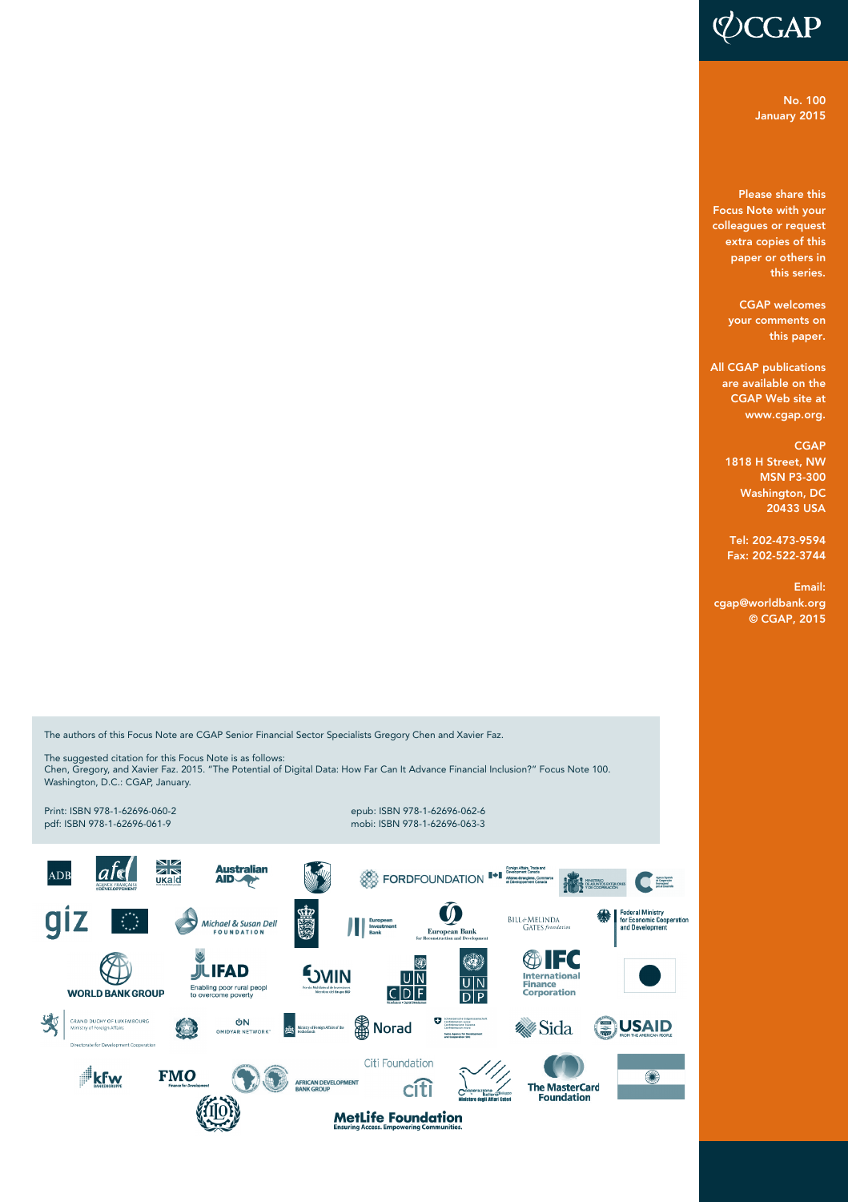No. 100
January 2015

Please share this Focus Note with your colleagues or request extra copies of this paper or others in this series.

CGAP welcomes your comments on this paper.

All CGAP publications are available on the CGAP Web site at www.cgap.org.

CGAP
1818 H Street, NW
MSN P3-300
Washington, DC
20433 USA

Tel: 202-473-9594
Fax: 202-522-3744

Email:
cgap@worldbank.org
© CGAP, 2015

The authors of this Focus Note are CGAP Senior Financial Sector Specialists Gregory Chen and Xavier Faz.

The suggested citation for this Focus Note is as follows:
Chen, Gregory, and Xavier Faz. 2015. "The Potential of Digital Data: How Far Can It Advance Financial Inclusion?" Focus Note 100. Washington, D.C.: CGAP, January.

Print: ISBN 978-1-62696-060-2
pdf: ISBN 978-1-62696-061-9

epub: ISBN 978-1-62696-062-6
mobi: ISBN 978-1-62696-063-3